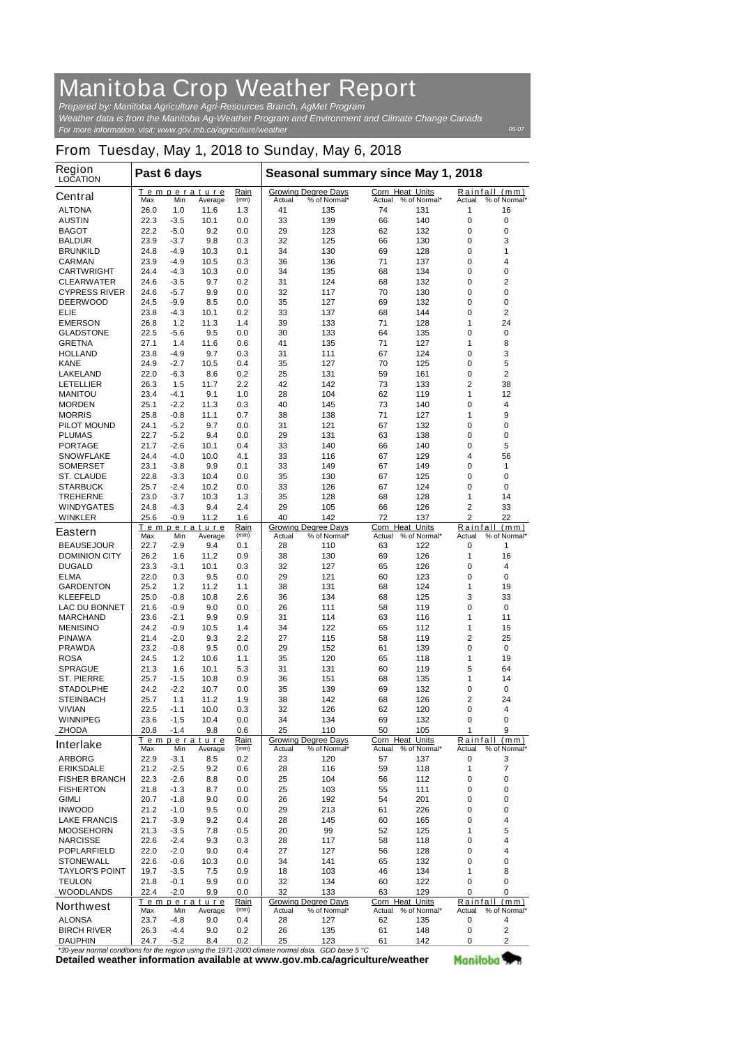# Manitoba Crop Weather Report

*Prepared by: Manitoba Agriculture Agri-Resources Branch, AgMet Program*
*Weather data is from the Manitoba Ag-Weather Program and Environment and Climate Change Canada*
*For more information, visit: www.gov.mb.ca/agriculture/weather*

05-07

## From Tuesday, May 1, 2018 to Sunday, May 6, 2018

| Region LOCATION | Past 6 days | | | | Seasonal summary since May 1, 2018 | | | | | |
|---|---|---|---|---|---|---|---|---|---|---|
| | Temperature | | | Rain | Growing Degree Days | | Corn Heat Units | | Rainfall (mm) | |
| | Max | Min | Average | (mm) | Actual | % of Normal* | Actual | % of Normal* | Actual | % of Normal* |
| **Central** | | | | | | | | | | |
| ALTONA | 26.0 | 1.0 | 11.6 | 1.3 | 41 | 135 | 74 | 131 | 1 | 16 |
| AUSTIN | 22.3 | -3.5 | 10.1 | 0.0 | 33 | 139 | 66 | 140 | 0 | 0 |
| BAGOT | 22.2 | -5.0 | 9.2 | 0.0 | 29 | 123 | 62 | 132 | 0 | 0 |
| BALDUR | 23.9 | -3.7 | 9.8 | 0.3 | 32 | 125 | 66 | 130 | 0 | 3 |
| BRUNKILD | 24.8 | -4.9 | 10.3 | 0.1 | 34 | 130 | 69 | 128 | 0 | 1 |
| CARMAN | 23.9 | -4.9 | 10.5 | 0.3 | 36 | 136 | 71 | 137 | 0 | 4 |
| CARTWRIGHT | 24.4 | -4.3 | 10.3 | 0.0 | 34 | 135 | 68 | 134 | 0 | 0 |
| CLEARWATER | 24.6 | -3.5 | 9.7 | 0.2 | 31 | 124 | 68 | 132 | 0 | 2 |
| CYPRESS RIVER | 24.6 | -5.7 | 9.9 | 0.0 | 32 | 117 | 70 | 130 | 0 | 0 |
| DEERWOOD | 24.5 | -9.9 | 8.5 | 0.0 | 35 | 127 | 69 | 132 | 0 | 0 |
| ELIE | 23.8 | -4.3 | 10.1 | 0.2 | 33 | 137 | 68 | 144 | 0 | 2 |
| EMERSON | 26.8 | 1.2 | 11.3 | 1.4 | 39 | 133 | 71 | 128 | 1 | 24 |
| GLADSTONE | 22.5 | -5.6 | 9.5 | 0.0 | 30 | 133 | 64 | 135 | 0 | 0 |
| GRETNA | 27.1 | 1.4 | 11.6 | 0.6 | 41 | 135 | 71 | 127 | 1 | 8 |
| HOLLAND | 23.8 | -4.9 | 9.7 | 0.3 | 31 | 111 | 67 | 124 | 0 | 3 |
| KANE | 24.9 | -2.7 | 10.5 | 0.4 | 35 | 127 | 70 | 125 | 0 | 5 |
| LAKELAND | 22.0 | -6.3 | 8.6 | 0.2 | 25 | 131 | 59 | 161 | 0 | 2 |
| LETELLIER | 26.3 | 1.5 | 11.7 | 2.2 | 42 | 142 | 73 | 133 | 2 | 38 |
| MANITOU | 23.4 | -4.1 | 9.1 | 1.0 | 28 | 104 | 62 | 119 | 1 | 12 |
| MORDEN | 25.1 | -2.2 | 11.3 | 0.3 | 40 | 145 | 73 | 140 | 0 | 4 |
| MORRIS | 25.8 | -0.8 | 11.1 | 0.7 | 38 | 138 | 71 | 127 | 1 | 9 |
| PILOT MOUND | 24.1 | -5.2 | 9.7 | 0.0 | 31 | 121 | 67 | 132 | 0 | 0 |
| PLUMAS | 22.7 | -5.2 | 9.4 | 0.0 | 29 | 131 | 63 | 138 | 0 | 0 |
| PORTAGE | 21.7 | -2.6 | 10.1 | 0.4 | 33 | 140 | 66 | 140 | 0 | 5 |
| SNOWFLAKE | 24.4 | -4.0 | 10.0 | 4.1 | 33 | 116 | 67 | 129 | 4 | 56 |
| SOMERSET | 23.1 | -3.8 | 9.9 | 0.1 | 33 | 149 | 67 | 149 | 0 | 1 |
| ST. CLAUDE | 22.8 | -3.3 | 10.4 | 0.0 | 35 | 130 | 67 | 125 | 0 | 0 |
| STARBUCK | 25.7 | -2.4 | 10.2 | 0.0 | 33 | 126 | 67 | 124 | 0 | 0 |
| TREHERNE | 23.0 | -3.7 | 10.3 | 1.3 | 35 | 128 | 68 | 128 | 1 | 14 |
| WINDYGATES | 24.8 | -4.3 | 9.4 | 2.4 | 29 | 105 | 66 | 126 | 2 | 33 |
| WINKLER | 25.6 | -0.9 | 11.2 | 1.6 | 40 | 142 | 72 | 137 | 2 | 22 |
| **Eastern** | | | | | | | | | | |
| BEAUSEJOUR | 22.7 | -2.9 | 9.4 | 0.1 | 28 | 110 | 63 | 122 | 0 | 1 |
| DOMINION CITY | 26.2 | 1.6 | 11.2 | 0.9 | 38 | 130 | 69 | 126 | 1 | 16 |
| DUGALD | 23.3 | -3.1 | 10.1 | 0.3 | 32 | 127 | 65 | 126 | 0 | 4 |
| ELMA | 22.0 | 0.3 | 9.5 | 0.0 | 29 | 121 | 60 | 123 | 0 | 0 |
| GARDENTON | 25.2 | 1.2 | 11.2 | 1.1 | 38 | 131 | 68 | 124 | 1 | 19 |
| KLEEFELD | 25.0 | -0.8 | 10.8 | 2.6 | 36 | 134 | 68 | 125 | 3 | 33 |
| LAC DU BONNET | 21.6 | -0.9 | 9.0 | 0.0 | 26 | 111 | 58 | 119 | 0 | 0 |
| MARCHAND | 23.6 | -2.1 | 9.9 | 0.9 | 31 | 114 | 63 | 116 | 1 | 11 |
| MENISINO | 24.2 | -0.9 | 10.5 | 1.4 | 34 | 122 | 65 | 112 | 1 | 15 |
| PINAWA | 21.4 | -2.0 | 9.3 | 2.2 | 27 | 115 | 58 | 119 | 2 | 25 |
| PRAWDA | 23.2 | -0.8 | 9.5 | 0.0 | 29 | 152 | 61 | 139 | 0 | 0 |
| ROSA | 24.5 | 1.2 | 10.6 | 1.1 | 35 | 120 | 65 | 118 | 1 | 19 |
| SPRAGUE | 21.3 | 1.6 | 10.1 | 5.3 | 31 | 131 | 60 | 119 | 5 | 64 |
| ST. PIERRE | 25.7 | -1.5 | 10.8 | 0.9 | 36 | 151 | 68 | 135 | 1 | 14 |
| STADOLPHE | 24.2 | -2.2 | 10.7 | 0.0 | 35 | 139 | 69 | 132 | 0 | 0 |
| STEINBACH | 25.7 | 1.1 | 11.2 | 1.9 | 38 | 142 | 68 | 126 | 2 | 24 |
| VIVIAN | 22.5 | -1.1 | 10.0 | 0.3 | 32 | 126 | 62 | 120 | 0 | 4 |
| WINNIPEG | 23.6 | -1.5 | 10.4 | 0.0 | 34 | 134 | 69 | 132 | 0 | 0 |
| ZHODA | 20.8 | -1.4 | 9.8 | 0.6 | 25 | 110 | 50 | 105 | 1 | 9 |
| **Interlake** | | | | | | | | | | |
| ARBORG | 22.9 | -3.1 | 8.5 | 0.2 | 23 | 120 | 57 | 137 | 0 | 3 |
| ERIKSDALE | 21.2 | -2.5 | 9.2 | 0.6 | 28 | 116 | 59 | 118 | 1 | 7 |
| FISHER BRANCH | 22.3 | -2.6 | 8.8 | 0.0 | 25 | 104 | 56 | 112 | 0 | 0 |
| FISHERTON | 21.8 | -1.3 | 8.7 | 0.0 | 25 | 103 | 55 | 111 | 0 | 0 |
| GIMLI | 20.7 | -1.8 | 9.0 | 0.0 | 26 | 192 | 54 | 201 | 0 | 0 |
| INWOOD | 21.2 | -1.0 | 9.5 | 0.0 | 29 | 213 | 61 | 226 | 0 | 0 |
| LAKE FRANCIS | 21.7 | -3.9 | 9.2 | 0.4 | 28 | 145 | 60 | 165 | 0 | 4 |
| MOOSEHORN | 21.3 | -3.5 | 7.8 | 0.5 | 20 | 99 | 52 | 125 | 1 | 5 |
| NARCISSE | 22.6 | -2.4 | 9.3 | 0.3 | 28 | 117 | 58 | 118 | 0 | 4 |
| POPLARFIELD | 22.0 | -2.0 | 9.0 | 0.4 | 27 | 127 | 56 | 128 | 0 | 4 |
| STONEWALL | 22.6 | -0.6 | 10.3 | 0.0 | 34 | 141 | 65 | 132 | 0 | 0 |
| TAYLOR'S POINT | 19.7 | -3.5 | 7.5 | 0.9 | 18 | 103 | 46 | 134 | 1 | 8 |
| TEULON | 21.8 | -0.1 | 9.9 | 0.0 | 32 | 134 | 60 | 122 | 0 | 0 |
| WOODLANDS | 22.4 | -2.0 | 9.9 | 0.0 | 32 | 133 | 63 | 129 | 0 | 0 |
| **Northwest** | | | | | | | | | | |
| ALONSA | 23.7 | -4.8 | 9.0 | 0.4 | 28 | 127 | 62 | 135 | 0 | 4 |
| BIRCH RIVER | 26.3 | -4.4 | 9.0 | 0.2 | 26 | 135 | 61 | 148 | 0 | 2 |
| DAUPHIN | 24.7 | -5.2 | 8.4 | 0.2 | 25 | 123 | 61 | 142 | 0 | 2 |

*\*30-year normal conditions for the region using the 1971-2000 climate normal data. GDD base 5 °C*

**Detailed weather information available at www.gov.mb.ca/agriculture/weather**

Manitoba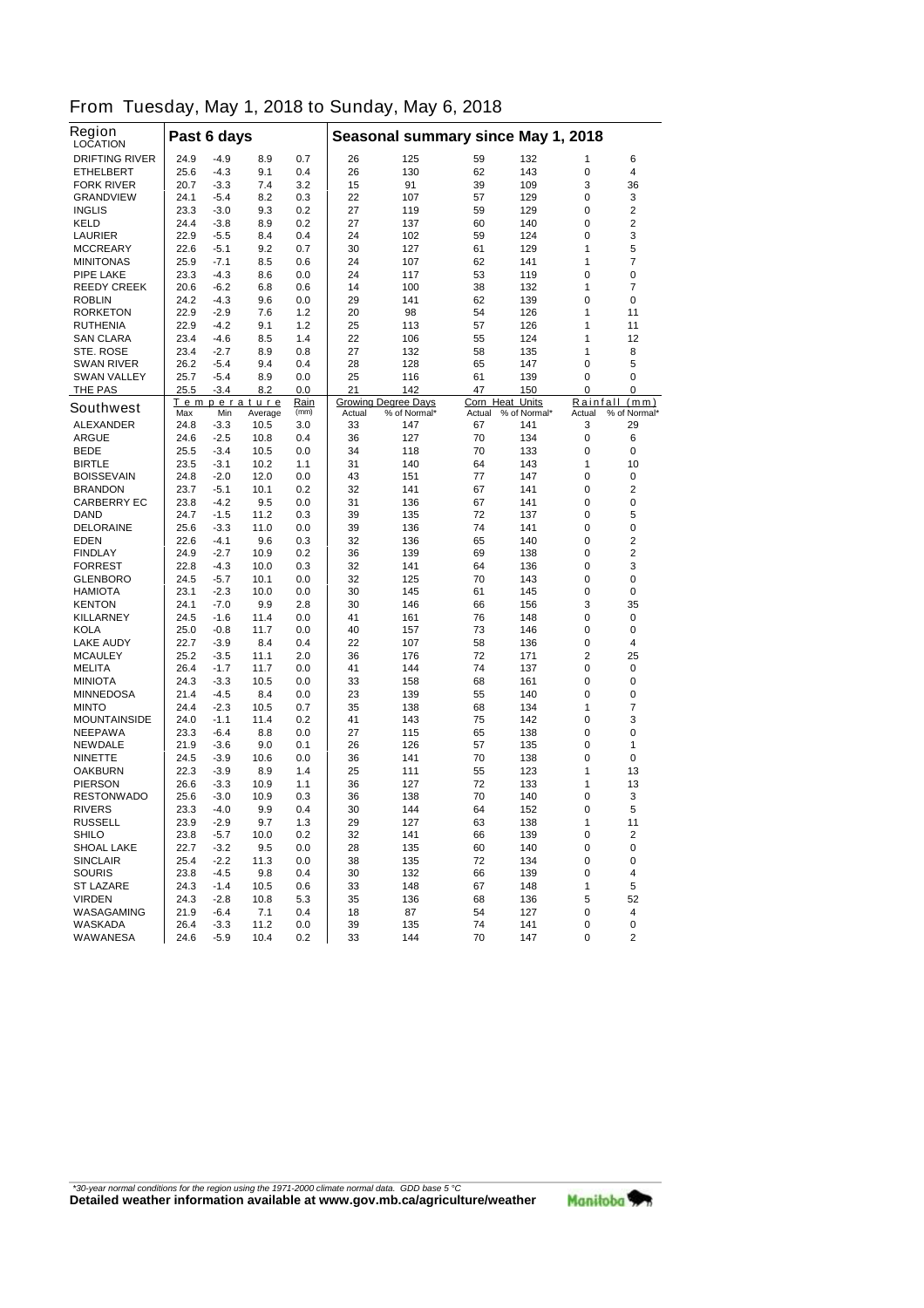# From Tuesday, May 1, 2018 to Sunday, May 6, 2018

| Region LOCATION | Past 6 days | | | | Seasonal summary since May 1, 2018 | | | | | |
|---|---|---|---|---|---|---|---|---|---|---|
| DRIFTING RIVER | 24.9 | -4.9 | 8.9 | 0.7 | 26 | 125 | 59 | 132 | 1 | 6 |
| ETHELBERT | 25.6 | -4.3 | 9.1 | 0.4 | 26 | 130 | 62 | 143 | 0 | 4 |
| FORK RIVER | 20.7 | -3.3 | 7.4 | 3.2 | 15 | 91 | 39 | 109 | 3 | 36 |
| GRANDVIEW | 24.1 | -5.4 | 8.2 | 0.3 | 22 | 107 | 57 | 129 | 0 | 3 |
| INGLIS | 23.3 | -3.0 | 9.3 | 0.2 | 27 | 119 | 59 | 129 | 0 | 2 |
| KELD | 24.4 | -3.8 | 8.9 | 0.2 | 27 | 137 | 60 | 140 | 0 | 2 |
| LAURIER | 22.9 | -5.5 | 8.4 | 0.4 | 24 | 102 | 59 | 124 | 0 | 3 |
| MCCREARY | 22.6 | -5.1 | 9.2 | 0.7 | 30 | 127 | 61 | 129 | 1 | 5 |
| MINITONAS | 25.9 | -7.1 | 8.5 | 0.6 | 24 | 107 | 62 | 141 | 1 | 7 |
| PIPE LAKE | 23.3 | -4.3 | 8.6 | 0.0 | 24 | 117 | 53 | 119 | 0 | 0 |
| REEDY CREEK | 20.6 | -6.2 | 6.8 | 0.6 | 14 | 100 | 38 | 132 | 1 | 7 |
| ROBLIN | 24.2 | -4.3 | 9.6 | 0.0 | 29 | 141 | 62 | 139 | 0 | 0 |
| RORKETON | 22.9 | -2.9 | 7.6 | 1.2 | 20 | 98 | 54 | 126 | 1 | 11 |
| RUTHENIA | 22.9 | -4.2 | 9.1 | 1.2 | 25 | 113 | 57 | 126 | 1 | 11 |
| SAN CLARA | 23.4 | -4.6 | 8.5 | 1.4 | 22 | 106 | 55 | 124 | 1 | 12 |
| STE. ROSE | 23.4 | -2.7 | 8.9 | 0.8 | 27 | 132 | 58 | 135 | 1 | 8 |
| SWAN RIVER | 26.2 | -5.4 | 9.4 | 0.4 | 28 | 128 | 65 | 147 | 0 | 5 |
| SWAN VALLEY | 25.7 | -5.4 | 8.9 | 0.0 | 25 | 116 | 61 | 139 | 0 | 0 |
| THE PAS | 25.5 | -3.4 | 8.2 | 0.0 | 21 | 142 | 47 | 150 | 0 | 0 |

| Southwest | Temperature | | | Rain | Growing Degree Days | | Corn Heat Units | | Rainfall (mm) | |
|---|---|---|---|---|---|---|---|---|---|---|
| | Max | Min | Average | (mm) | Actual | % of Normal* | Actual | % of Normal* | Actual | % of Normal* |
| ALEXANDER | 24.8 | -3.3 | 10.5 | 3.0 | 33 | 147 | 67 | 141 | 3 | 29 |
| ARGUE | 24.6 | -2.5 | 10.8 | 0.4 | 36 | 127 | 70 | 134 | 0 | 6 |
| BEDE | 25.5 | -3.4 | 10.5 | 0.0 | 34 | 118 | 70 | 133 | 0 | 0 |
| BIRTLE | 23.5 | -3.1 | 10.2 | 1.1 | 31 | 140 | 64 | 143 | 1 | 10 |
| BOISSEVAIN | 24.8 | -2.0 | 12.0 | 0.0 | 43 | 151 | 77 | 147 | 0 | 0 |
| BRANDON | 23.7 | -5.1 | 10.1 | 0.2 | 32 | 141 | 67 | 141 | 0 | 2 |
| CARBERRY EC | 23.8 | -4.2 | 9.5 | 0.0 | 31 | 136 | 67 | 141 | 0 | 0 |
| DAND | 24.7 | -1.5 | 11.2 | 0.3 | 39 | 135 | 72 | 137 | 0 | 5 |
| DELORAINE | 25.6 | -3.3 | 11.0 | 0.0 | 39 | 136 | 74 | 141 | 0 | 0 |
| EDEN | 22.6 | -4.1 | 9.6 | 0.3 | 32 | 136 | 65 | 140 | 0 | 2 |
| FINDLAY | 24.9 | -2.7 | 10.9 | 0.2 | 36 | 139 | 69 | 138 | 0 | 2 |
| FORREST | 22.8 | -4.3 | 10.0 | 0.3 | 32 | 141 | 64 | 136 | 0 | 3 |
| GLENBORO | 24.5 | -5.7 | 10.1 | 0.0 | 32 | 125 | 70 | 143 | 0 | 0 |
| HAMIOTA | 23.1 | -2.3 | 10.0 | 0.0 | 30 | 145 | 61 | 145 | 0 | 0 |
| KENTON | 24.1 | -7.0 | 9.9 | 2.8 | 30 | 146 | 66 | 156 | 3 | 35 |
| KILLARNEY | 24.5 | -1.6 | 11.4 | 0.0 | 41 | 161 | 76 | 148 | 0 | 0 |
| KOLA | 25.0 | -0.8 | 11.7 | 0.0 | 40 | 157 | 73 | 146 | 0 | 0 |
| LAKE AUDY | 22.7 | -3.9 | 8.4 | 0.4 | 22 | 107 | 58 | 136 | 0 | 4 |
| MCAULEY | 25.2 | -3.5 | 11.1 | 2.0 | 36 | 176 | 72 | 171 | 2 | 25 |
| MELITA | 26.4 | -1.7 | 11.7 | 0.0 | 41 | 144 | 74 | 137 | 0 | 0 |
| MINIOTA | 24.3 | -3.3 | 10.5 | 0.0 | 33 | 158 | 68 | 161 | 0 | 0 |
| MINNEDOSA | 21.4 | -4.5 | 8.4 | 0.0 | 23 | 139 | 55 | 140 | 0 | 0 |
| MINTO | 24.4 | -2.3 | 10.5 | 0.7 | 35 | 138 | 68 | 134 | 1 | 7 |
| MOUNTAINSIDE | 24.0 | -1.1 | 11.4 | 0.2 | 41 | 143 | 75 | 142 | 0 | 3 |
| NEEPAWA | 23.3 | -6.4 | 8.8 | 0.0 | 27 | 115 | 65 | 138 | 0 | 0 |
| NEWDALE | 21.9 | -3.6 | 9.0 | 0.1 | 26 | 126 | 57 | 135 | 0 | 1 |
| NINETTE | 24.5 | -3.9 | 10.6 | 0.0 | 36 | 141 | 70 | 138 | 0 | 0 |
| OAKBURN | 22.3 | -3.9 | 8.9 | 1.4 | 25 | 111 | 55 | 123 | 1 | 13 |
| PIERSON | 26.6 | -3.3 | 10.9 | 1.1 | 36 | 127 | 72 | 133 | 1 | 13 |
| RESTONWADO | 25.6 | -3.0 | 10.9 | 0.3 | 36 | 138 | 70 | 140 | 0 | 3 |
| RIVERS | 23.3 | -4.0 | 9.9 | 0.4 | 30 | 144 | 64 | 152 | 0 | 5 |
| RUSSELL | 23.9 | -2.9 | 9.7 | 1.3 | 29 | 127 | 63 | 138 | 1 | 11 |
| SHILO | 23.8 | -5.7 | 10.0 | 0.2 | 32 | 141 | 66 | 139 | 0 | 2 |
| SHOAL LAKE | 22.7 | -3.2 | 9.5 | 0.0 | 28 | 135 | 60 | 140 | 0 | 0 |
| SINCLAIR | 25.4 | -2.2 | 11.3 | 0.0 | 38 | 135 | 72 | 134 | 0 | 0 |
| SOURIS | 23.8 | -4.5 | 9.8 | 0.4 | 30 | 132 | 66 | 139 | 0 | 4 |
| ST LAZARE | 24.3 | -1.4 | 10.5 | 0.6 | 33 | 148 | 67 | 148 | 1 | 5 |
| VIRDEN | 24.3 | -2.8 | 10.8 | 5.3 | 35 | 136 | 68 | 136 | 5 | 52 |
| WASAGAMING | 21.9 | -6.4 | 7.1 | 0.4 | 18 | 87 | 54 | 127 | 0 | 4 |
| WASKADA | 26.4 | -3.3 | 11.2 | 0.0 | 39 | 135 | 74 | 141 | 0 | 0 |
| WAWANESA | 24.6 | -5.9 | 10.4 | 0.2 | 33 | 144 | 70 | 147 | 0 | 2 |

*30-year normal conditions for the region using the 1971-2000 climate normal data. GDD base 5 °C

**Detailed weather information available at www.gov.mb.ca/agriculture/weather**